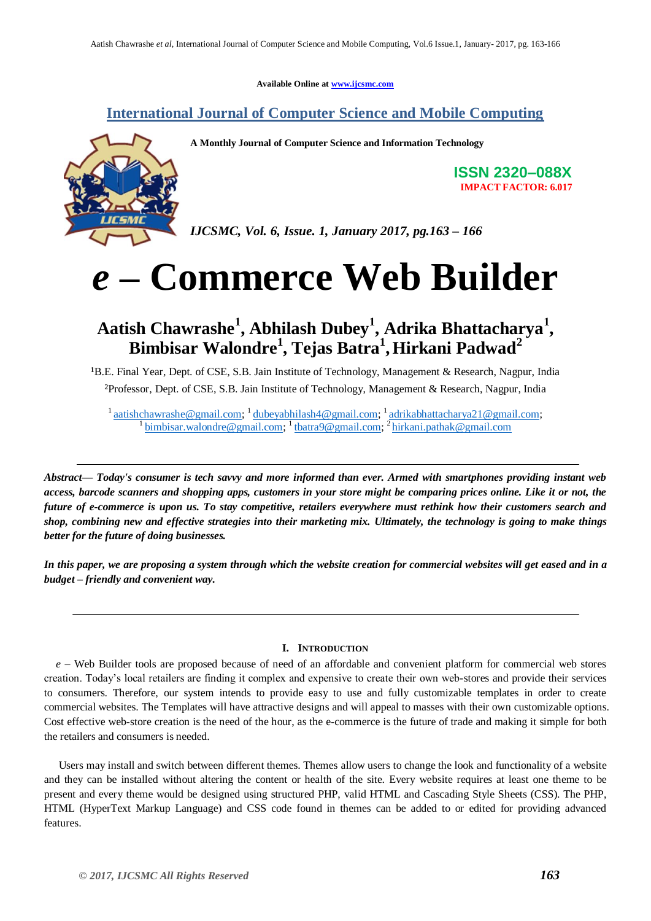Available Online at www.ijcsmc.com

**International Journal of Computer Science and Mobile Computing**

**A Monthly Journal of Computer Science and Information Technology**

**ISSN 2320–088X**
**IMPACT FACTOR: 6.017**

*IJCSMC, Vol. 6, Issue. 1, January 2017, pg.163 – 166*

# *e* – Commerce Web Builder

**Aatish Chawrashe[1], Abhilash Dubey[1], Adrika Bhattacharya[1], Bimbisar Walondre[1], Tejas Batra[1], Hirkani Padwad[2]**

[1]B.E. Final Year, Dept. of CSE, S.B. Jain Institute of Technology, Management & Research, Nagpur, India
[2]Professor, Dept. of CSE, S.B. Jain Institute of Technology, Management & Research, Nagpur, India

[1] aatishchawrashe@gmail.com; [1] dubeyabhilash4@gmail.com; [1] adrikabhattacharya21@gmail.com; [1] bimbisar.walondre@gmail.com; [1] tbatra9@gmail.com; [2] hirkani.pathak@gmail.com

---

***Abstract— Today's consumer is tech savvy and more informed than ever. Armed with smartphones providing instant web access, barcode scanners and shopping apps, customers in your store might be comparing prices online. Like it or not, the future of e-commerce is upon us. To stay competitive, retailers everywhere must rethink how their customers search and shop, combining new and effective strategies into their marketing mix. Ultimately, the technology is going to make things better for the future of doing businesses.***

***In this paper, we are proposing a system through which the website creation for commercial websites will get eased and in a budget – friendly and convenient way.***

---

## I. Introduction

*e* – Web Builder tools are proposed because of need of an affordable and convenient platform for commercial web stores creation. Today's local retailers are finding it complex and expensive to create their own web-stores and provide their services to consumers. Therefore, our system intends to provide easy to use and fully customizable templates in order to create commercial websites. The Templates will have attractive designs and will appeal to masses with their own customizable options. Cost effective web-store creation is the need of the hour, as the e-commerce is the future of trade and making it simple for both the retailers and consumers is needed.

Users may install and switch between different themes. Themes allow users to change the look and functionality of a website and they can be installed without altering the content or health of the site. Every website requires at least one theme to be present and every theme would be designed using structured PHP, valid HTML and Cascading Style Sheets (CSS). The PHP, HTML (HyperText Markup Language) and CSS code found in themes can be added to or edited for providing advanced features.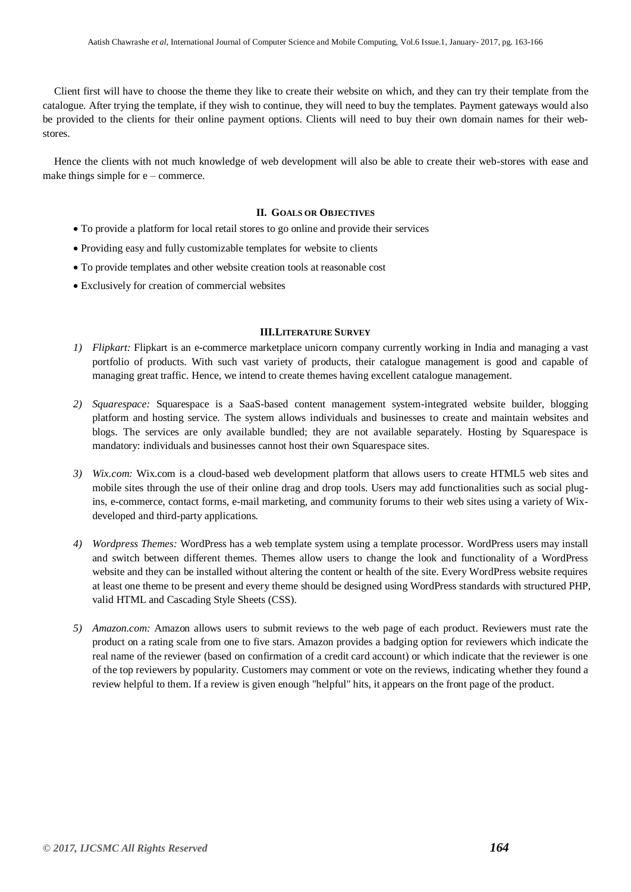Client first will have to choose the theme they like to create their website on which, and they can try their template from the catalogue. After trying the template, if they wish to continue, they will need to buy the templates. Payment gateways would also be provided to the clients for their online payment options. Clients will need to buy their own domain names for their web-stores.

Hence the clients with not much knowledge of web development will also be able to create their web-stores with ease and make things simple for e – commerce.

## II. Goals or Objectives

- To provide a platform for local retail stores to go online and provide their services
- Providing easy and fully customizable templates for website to clients
- To provide templates and other website creation tools at reasonable cost
- Exclusively for creation of commercial websites

## III. Literature Survey

1) *Flipkart:* Flipkart is an e-commerce marketplace unicorn company currently working in India and managing a vast portfolio of products. With such vast variety of products, their catalogue management is good and capable of managing great traffic. Hence, we intend to create themes having excellent catalogue management.

2) *Squarespace:* Squarespace is a SaaS-based content management system-integrated website builder, blogging platform and hosting service. The system allows individuals and businesses to create and maintain websites and blogs. The services are only available bundled; they are not available separately. Hosting by Squarespace is mandatory: individuals and businesses cannot host their own Squarespace sites.

3) *Wix.com:* Wix.com is a cloud-based web development platform that allows users to create HTML5 web sites and mobile sites through the use of their online drag and drop tools. Users may add functionalities such as social plug-ins, e-commerce, contact forms, e-mail marketing, and community forums to their web sites using a variety of Wix-developed and third-party applications.

4) *Wordpress Themes:* WordPress has a web template system using a template processor. WordPress users may install and switch between different themes. Themes allow users to change the look and functionality of a WordPress website and they can be installed without altering the content or health of the site. Every WordPress website requires at least one theme to be present and every theme should be designed using WordPress standards with structured PHP, valid HTML and Cascading Style Sheets (CSS).

5) *Amazon.com:* Amazon allows users to submit reviews to the web page of each product. Reviewers must rate the product on a rating scale from one to five stars. Amazon provides a badging option for reviewers which indicate the real name of the reviewer (based on confirmation of a credit card account) or which indicate that the reviewer is one of the top reviewers by popularity. Customers may comment or vote on the reviews, indicating whether they found a review helpful to them. If a review is given enough "helpful" hits, it appears on the front page of the product.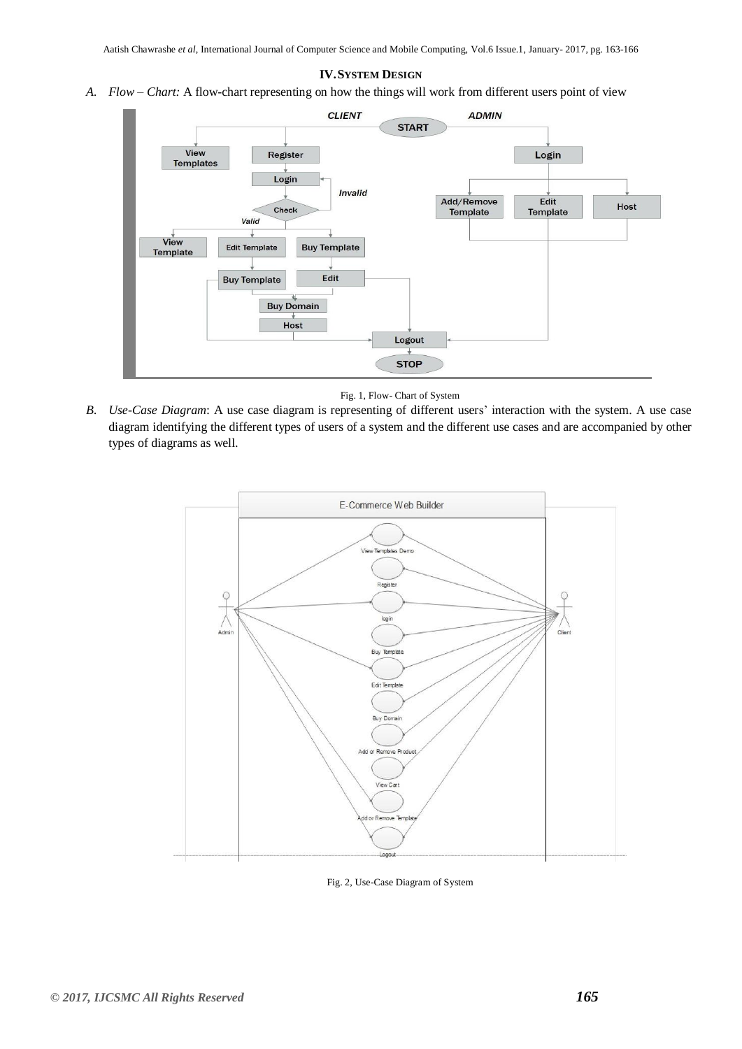## IV. SYSTEM DESIGN

*A. Flow – Chart:* A flow-chart representing on how the things will work from different users point of view

Fig. 1, Flow- Chart of System

*B. Use-Case Diagram*: A use case diagram is representing of different users' interaction with the system. A use case diagram identifying the different types of users of a system and the different use cases and are accompanied by other types of diagrams as well.

Fig. 2, Use-Case Diagram of System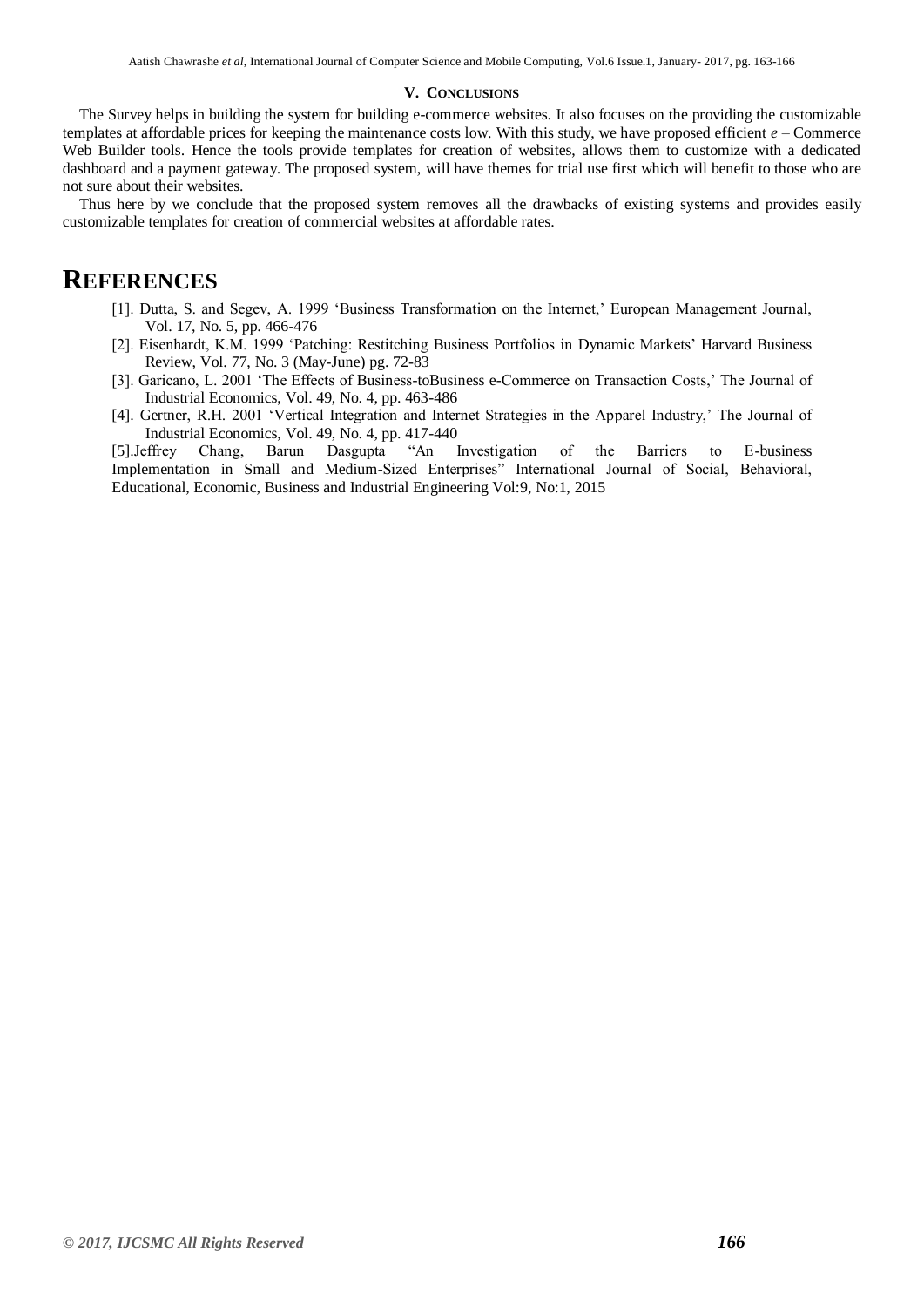## V. Conclusions

The Survey helps in building the system for building e-commerce websites. It also focuses on the providing the customizable templates at affordable prices for keeping the maintenance costs low. With this study, we have proposed efficient *e* – Commerce Web Builder tools. Hence the tools provide templates for creation of websites, allows them to customize with a dedicated dashboard and a payment gateway. The proposed system, will have themes for trial use first which will benefit to those who are not sure about their websites.

Thus here by we conclude that the proposed system removes all the drawbacks of existing systems and provides easily customizable templates for creation of commercial websites at affordable rates.

# References

[1]. Dutta, S. and Segev, A. 1999 'Business Transformation on the Internet,' European Management Journal, Vol. 17, No. 5, pp. 466-476

[2]. Eisenhardt, K.M. 1999 'Patching: Restitching Business Portfolios in Dynamic Markets' Harvard Business Review, Vol. 77, No. 3 (May-June) pg. 72-83

[3]. Garicano, L. 2001 'The Effects of Business-toBusiness e-Commerce on Transaction Costs,' The Journal of Industrial Economics, Vol. 49, No. 4, pp. 463-486

[4]. Gertner, R.H. 2001 'Vertical Integration and Internet Strategies in the Apparel Industry,' The Journal of Industrial Economics, Vol. 49, No. 4, pp. 417-440

[5].Jeffrey Chang, Barun Dasgupta "An Investigation of the Barriers to E-business Implementation in Small and Medium-Sized Enterprises" International Journal of Social, Behavioral, Educational, Economic, Business and Industrial Engineering Vol:9, No:1, 2015